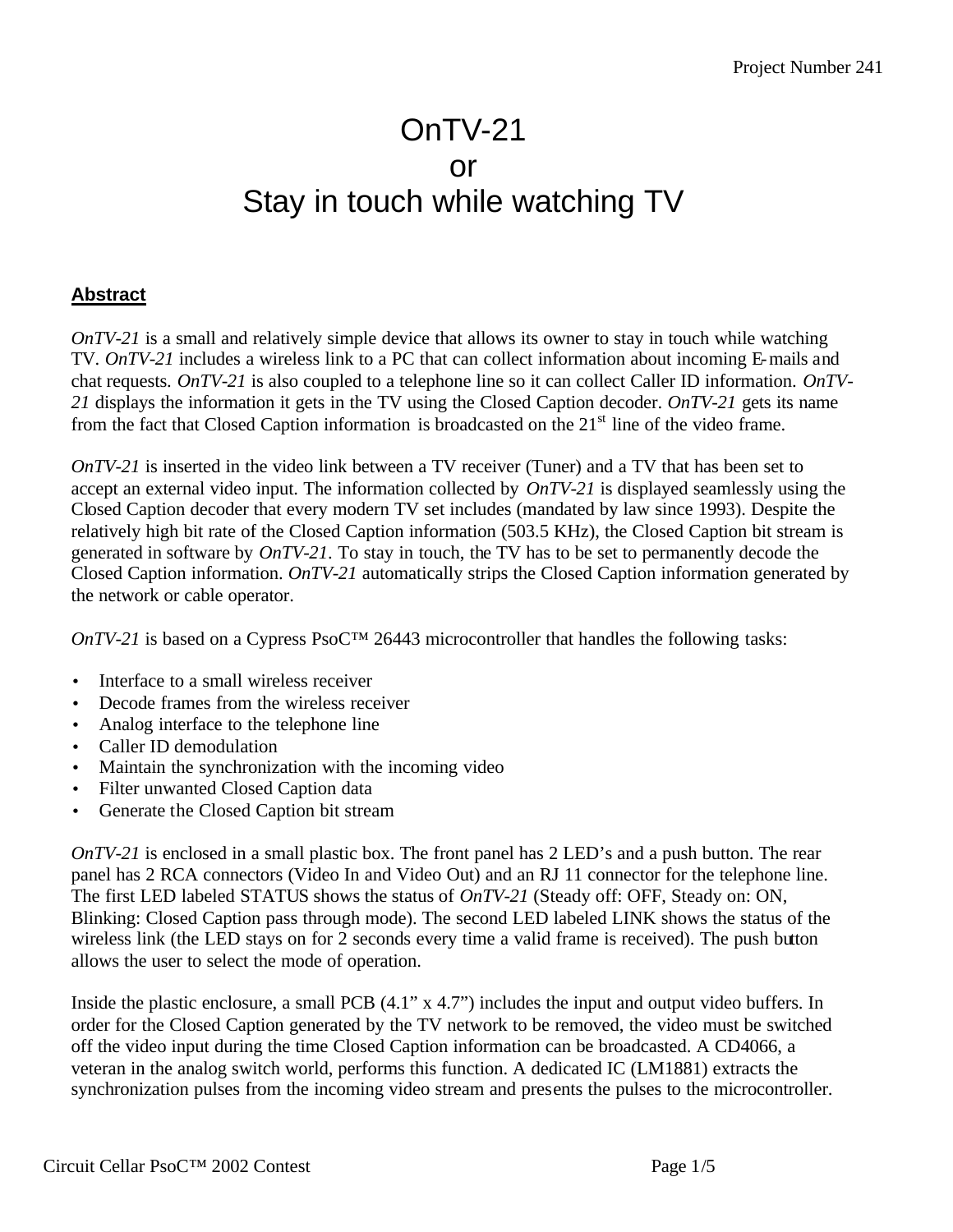Project Number 241

# OnTV-21
# or
# Stay in touch while watching TV

## Abstract

*OnTV-21* is a small and relatively simple device that allows its owner to stay in touch while watching TV. *OnTV-21* includes a wireless link to a PC that can collect information about incoming E-mails and chat requests. *OnTV-21* is also coupled to a telephone line so it can collect Caller ID information. *OnTV-21* displays the information it gets in the TV using the Closed Caption decoder. *OnTV-21* gets its name from the fact that Closed Caption information is broadcasted on the 21st line of the video frame.

*OnTV-21* is inserted in the video link between a TV receiver (Tuner) and a TV that has been set to accept an external video input. The information collected by *OnTV-21* is displayed seamlessly using the Closed Caption decoder that every modern TV set includes (mandated by law since 1993). Despite the relatively high bit rate of the Closed Caption information (503.5 KHz), the Closed Caption bit stream is generated in software by *OnTV-21*. To stay in touch, the TV has to be set to permanently decode the Closed Caption information. *OnTV-21* automatically strips the Closed Caption information generated by the network or cable operator.

*OnTV-21* is based on a Cypress PsoC™ 26443 microcontroller that handles the following tasks:

- Interface to a small wireless receiver
- Decode frames from the wireless receiver
- Analog interface to the telephone line
- Caller ID demodulation
- Maintain the synchronization with the incoming video
- Filter unwanted Closed Caption data
- Generate the Closed Caption bit stream

*OnTV-21* is enclosed in a small plastic box. The front panel has 2 LED's and a push button. The rear panel has 2 RCA connectors (Video In and Video Out) and an RJ 11 connector for the telephone line. The first LED labeled STATUS shows the status of *OnTV-21* (Steady off: OFF, Steady on: ON, Blinking: Closed Caption pass through mode). The second LED labeled LINK shows the status of the wireless link (the LED stays on for 2 seconds every time a valid frame is received). The push button allows the user to select the mode of operation.

Inside the plastic enclosure, a small PCB (4.1" x 4.7") includes the input and output video buffers. In order for the Closed Caption generated by the TV network to be removed, the video must be switched off the video input during the time Closed Caption information can be broadcasted. A CD4066, a veteran in the analog switch world, performs this function. A dedicated IC (LM1881) extracts the synchronization pulses from the incoming video stream and presents the pulses to the microcontroller.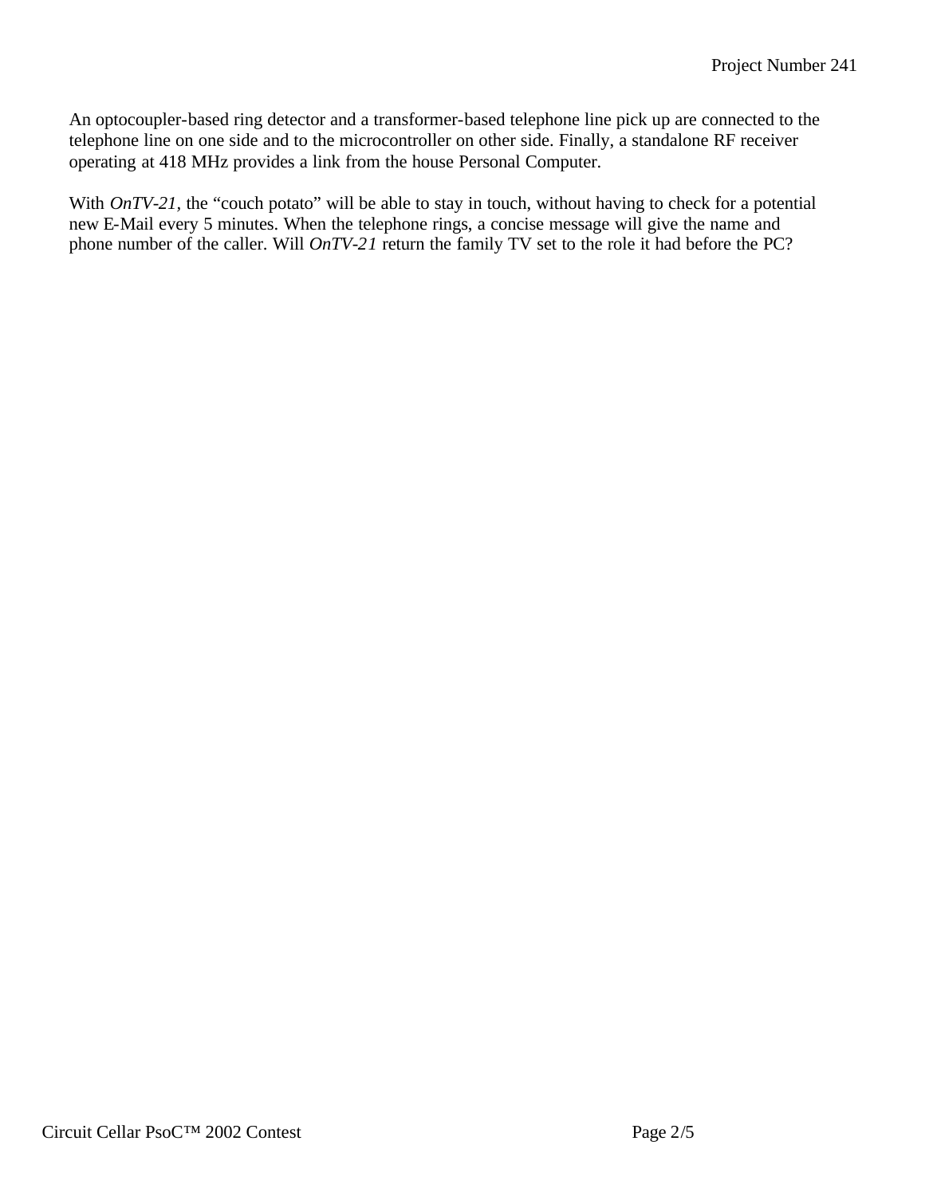An optocoupler-based ring detector and a transformer-based telephone line pick up are connected to the telephone line on one side and to the microcontroller on other side. Finally, a standalone RF receiver operating at 418 MHz provides a link from the house Personal Computer.

With *OnTV-21*, the “couch potato” will be able to stay in touch, without having to check for a potential new E-Mail every 5 minutes. When the telephone rings, a concise message will give the name and phone number of the caller. Will *OnTV-21* return the family TV set to the role it had before the PC?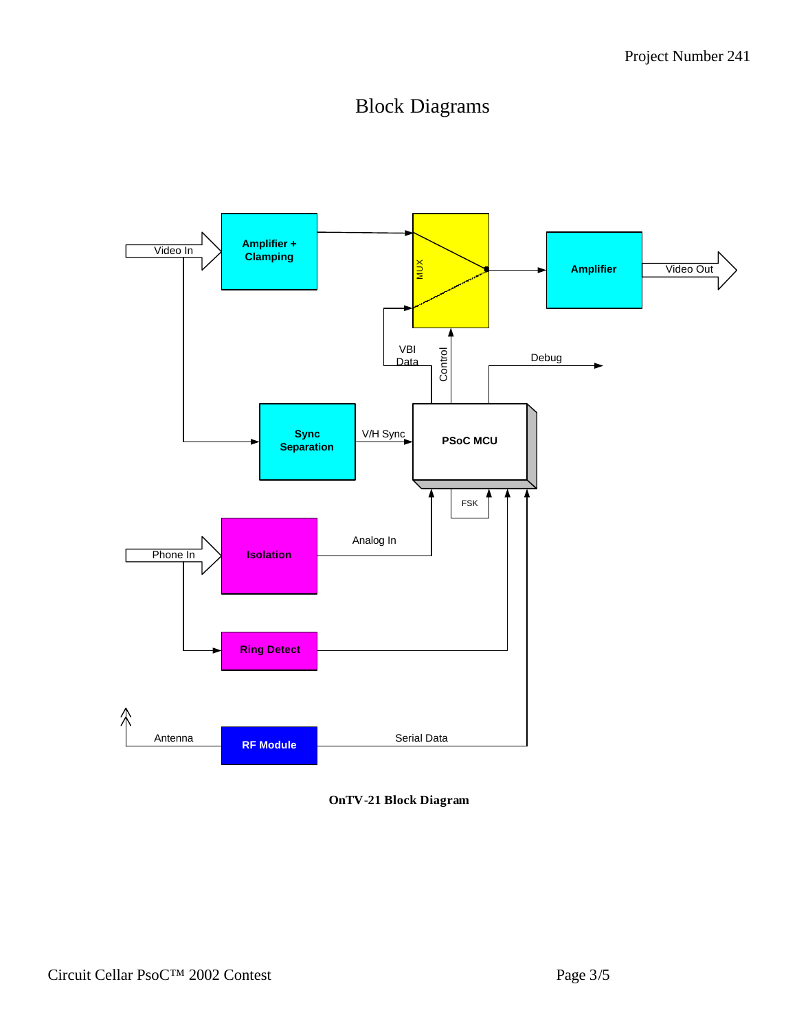# Block Diagrams

Video In

Amplifier + Clamping

MUX

Amplifier

Video Out

VBI Data

Control

Debug

Sync Separation

V/H Sync

PSoC MCU

FSK

Phone In

Isolation

Analog In

Ring Detect

Antenna

RF Module

Serial Data

**OnTV-21 Block Diagram**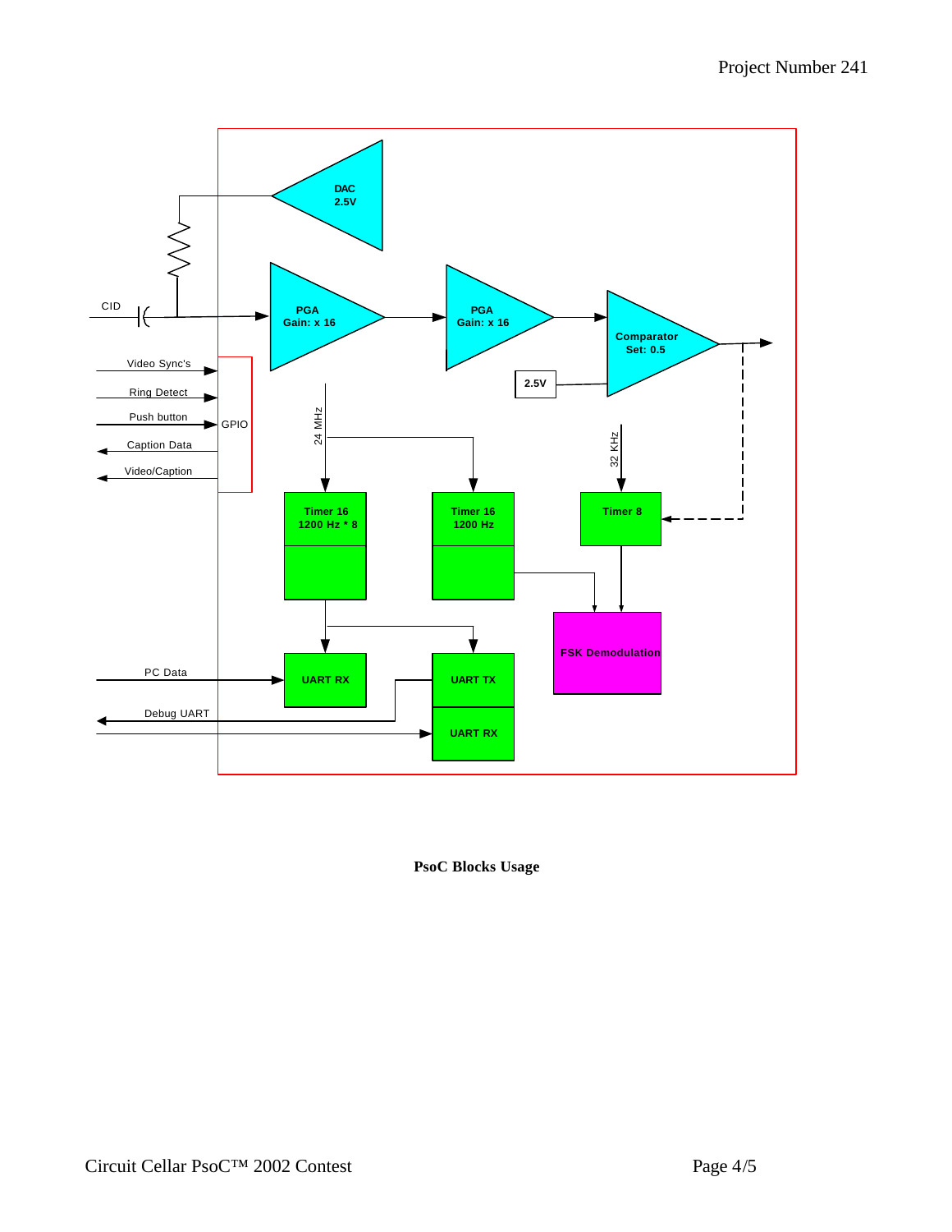CID

Video Sync's

Ring Detect

Push button

Caption Data

Video/Caption

GPIO

DAC 2.5V

PGA Gain: x 16

PGA Gain: x 16

Comparator Set: 0.5

2.5V

24 MHz

32 KHz

Timer 16 1200 Hz * 8

Timer 16 1200 Hz

Timer 8

FSK Demodulation

PC Data

UART RX

UART TX

Debug UART

UART RX

**PsoC Blocks Usage**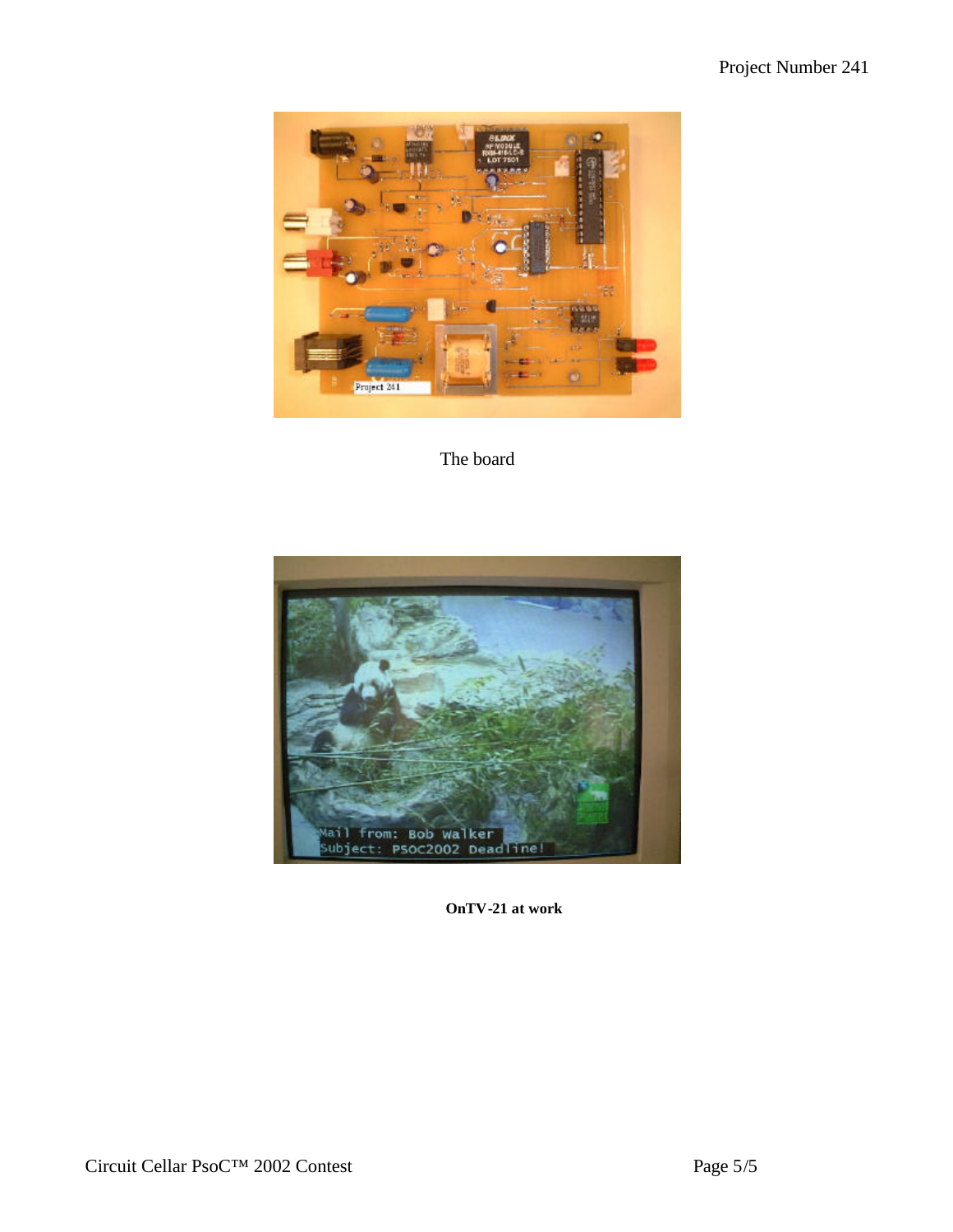The board

**OnTV-21 at work**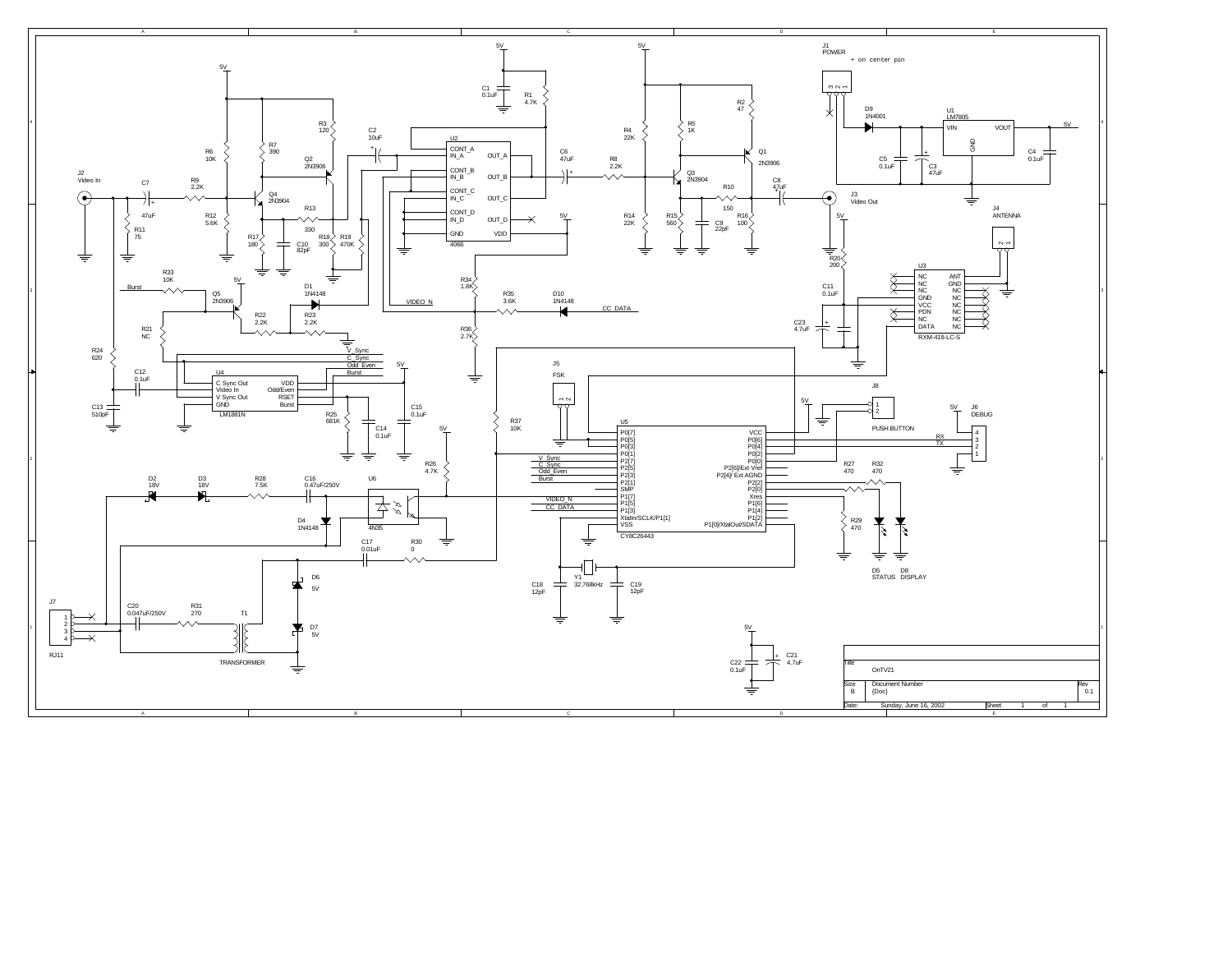J1
POWER
+ on center pin

D9
1N4001

U1
LM7805
VIN
VOUT
GND

5V

C5
0.1uF

C3
47uF

C4
0.1uF

J3
Video Out

J4
ANTENNA

U3
RXM-418-LC-S
NC
NC
NC
GND
VCC
PDN
NC
DATA
ANT
GND
NC
NC
NC
NC
NC
NC

R20
200

C11
0.1uF

C23
4.7uF

5V

C1
0.1uF

R1
4.7K

U2
4066
CONT_A
IN_A
OUT_A
CONT_B
IN_B
OUT_B
CONT_C
IN_C
OUT_C
CONT_D
IN_D
OUT_D
GND
VDD

C2
10uF

R3
120

R7
390

R6
10K

Q2
2N3906

J2
Video In

C7
47uF

R9
2.2K

Q4
2N3904

R11
75

R12
5.6K

R13
330

R17
180

C10
82pF

R18
300

R19
470K

C6
47uF

R8
2.2K

R2
47

R4
22K

R5
1K

Q1
2N3906

Q3
2N3904

R10
150

C8
47uF

R14
22K

R15
560

C9
22pF

R16
100

R33
10K

Burst

Q5
2N3906

D1
1N4148

R22
2.2K

R23
2.2K

R21
NC

R24
620

R34
1.8K

R35
3.6K

D10
1N4148

VIDEO_N

CC_DATA

R36
2.7K

V_Sync
C_Sync
Odd_Even
Burst

U4
LM1881N
C Sync Out
Video In
V Sync Out
GND
VDD
Odd/Even
RSET
Burst

C12
0.1uF

C13
510pF

R25
681K

C14
0.1uF

C15
0.1uF

J5
FSK

R37
10K

U5
CY8C26443
P0[7]
P0[5]
P0[3]
P0[1]
P2[7]
P2[5]
P2[3]
P2[1]
SMP
P1[7]
P1[5]
P1[3]
XtalIn/SCLK/P1[1]
VSS
VCC
P0[6]
P0[4]
P0[2]
P0[0]
P2[6]/Ext Vref
P2[4]/ Ext AGND
P2[2]
P2[0]
Xres
P1[6]
P1[4]
P1[2]
P1[0]/XtalOut/SDATA

V_Sync
C_Sync
Odd_Even
Burst
VIDEO_N
CC_DATA

J8
PUSH BUTTON

J6
DEBUG
RX
TX

R27
470

R32
470

R29
470

D5
STATUS

D8
DISPLAY

R26
4.7K

D2
18V

D3
18V

R28
7.5K

C16
0.47uF/250V

U6
4N35

D4
1N4148

C17
0.01uF

R30
0

D6
5V

D7
5V

Y1
32.768kHz

C18
12pF

C19
12pF

J7
RJ11

C20
0.047uF/250V

R31
270

T1
TRANSFORMER

C21
4.7uF

C22
0.1uF

Title: OnTV21

Size: B

Document Number: (Doc)

Rev: 0.1

Date: Sunday, June 16, 2002

Sheet 1 of 1